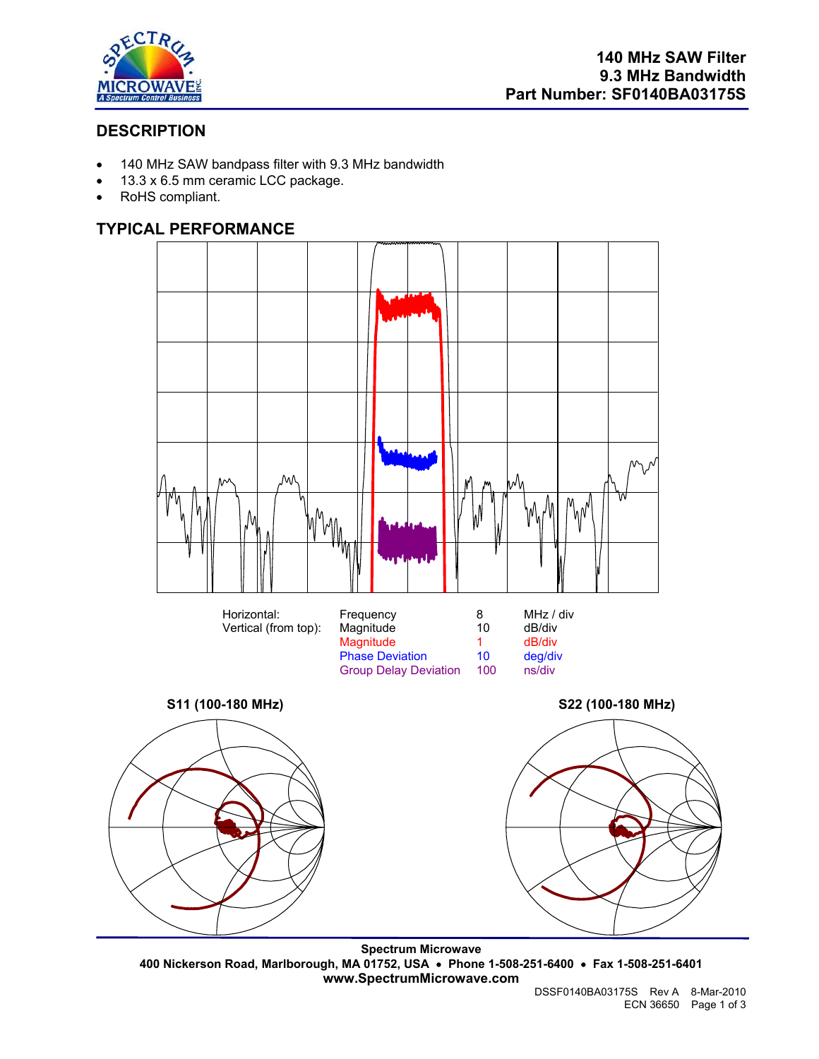**140 MHz SAW Filter**
**9.3 MHz Bandwidth**
**Part Number: SF0140BA03175S**

## DESCRIPTION

- 140 MHz SAW bandpass filter with 9.3 MHz bandwidth
- 13.3 x 6.5 mm ceramic LCC package.
- RoHS compliant.

## TYPICAL PERFORMANCE

| | | | |
|---|---|---|---|
| Horizontal: | Frequency | 8 | MHz / div |
| Vertical (from top): | Magnitude | 10 | dB/div |
| | Magnitude | 1 | dB/div |
| | Phase Deviation | 10 | deg/div |
| | Group Delay Deviation | 100 | ns/div |

**S11 (100-180 MHz)**

**S22 (100-180 MHz)**

**Spectrum Microwave**
**400 Nickerson Road, Marlborough, MA 01752, USA • Phone 1-508-251-6400 • Fax 1-508-251-6401**
**www.SpectrumMicrowave.com**

DSSF0140BA03175S Rev A 8-Mar-2010
ECN 36650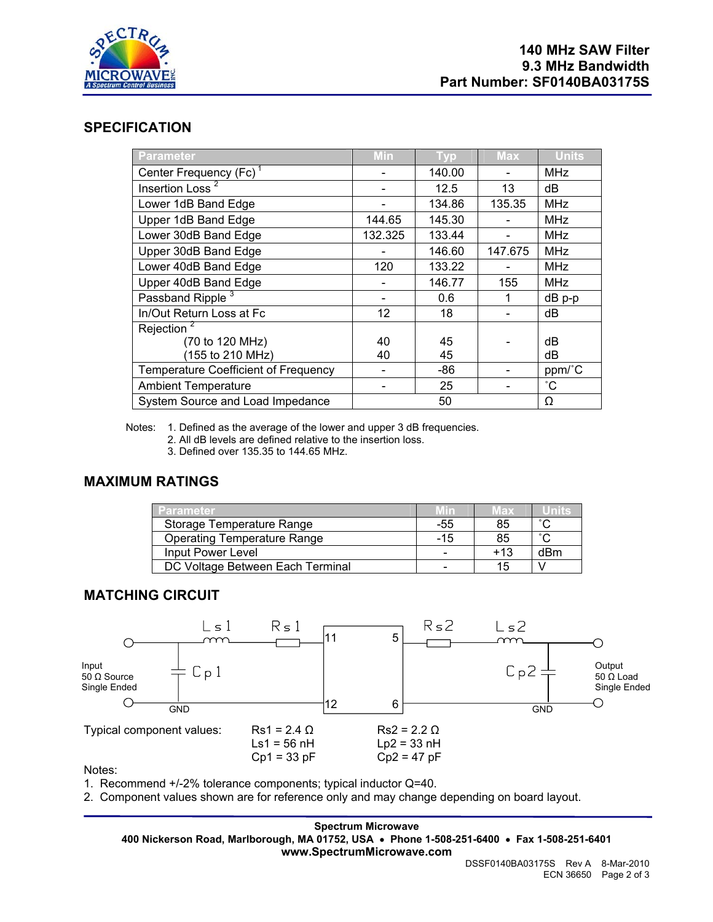**140 MHz SAW Filter**
**9.3 MHz Bandwidth**
**Part Number: SF0140BA03175S**

## SPECIFICATION

| Parameter | Min | Typ | Max | Units |
|---|---|---|---|---|
| Center Frequency (Fc) [1] | - | 140.00 | - | MHz |
| Insertion Loss [2] | - | 12.5 | 13 | dB |
| Lower 1dB Band Edge | - | 134.86 | 135.35 | MHz |
| Upper 1dB Band Edge | 144.65 | 145.30 | - | MHz |
| Lower 30dB Band Edge | 132.325 | 133.44 | - | MHz |
| Upper 30dB Band Edge | - | 146.60 | 147.675 | MHz |
| Lower 40dB Band Edge | 120 | 133.22 | - | MHz |
| Upper 40dB Band Edge | - | 146.77 | 155 | MHz |
| Passband Ripple [3] | - | 0.6 | 1 | dB p-p |
| In/Out Return Loss at Fc | 12 | 18 | - | dB |
| Rejection [2] (70 to 120 MHz) | 40 | 45 | - | dB |
| Rejection [2] (155 to 210 MHz) | 40 | 45 | - | dB |
| Temperature Coefficient of Frequency | - | -86 | - | ppm/˚C |
| Ambient Temperature | - | 25 | - | ˚C |
| System Source and Load Impedance | | 50 | | Ω |

Notes:
1. Defined as the average of the lower and upper 3 dB frequencies.
2. All dB levels are defined relative to the insertion loss.
3. Defined over 135.35 to 144.65 MHz.

## MAXIMUM RATINGS

| Parameter | Min | Max | Units |
|---|---|---|---|
| Storage Temperature Range | -55 | 85 | ˚C |
| Operating Temperature Range | -15 | 85 | ˚C |
| Input Power Level | - | +13 | dBm |
| DC Voltage Between Each Terminal | - | 15 | V |

## MATCHING CIRCUIT

Input 50 Ω Source Single Ended — Cp1 (shunt), Ls1, Rs1 — pins 11 / 12 (GND) — pins 5 / 6 (GND) — Rs2, Ls2, Cp2 (shunt) — Output 50 Ω Load Single Ended

Typical component values:

| | |
|---|---|
| Rs1 = 2.4 Ω | Rs2 = 2.2 Ω |
| Ls1 = 56 nH | Lp2 = 33 nH |
| Cp1 = 33 pF | Cp2 = 47 pF |

Notes:
1. Recommend +/-2% tolerance components; typical inductor Q=40.
2. Component values shown are for reference only and may change depending on board layout.

**Spectrum Microwave**
**400 Nickerson Road, Marlborough, MA 01752, USA • Phone 1-508-251-6400 • Fax 1-508-251-6401**
**www.SpectrumMicrowave.com**

DSSF0140BA03175S Rev A 8-Mar-2010
ECN 36650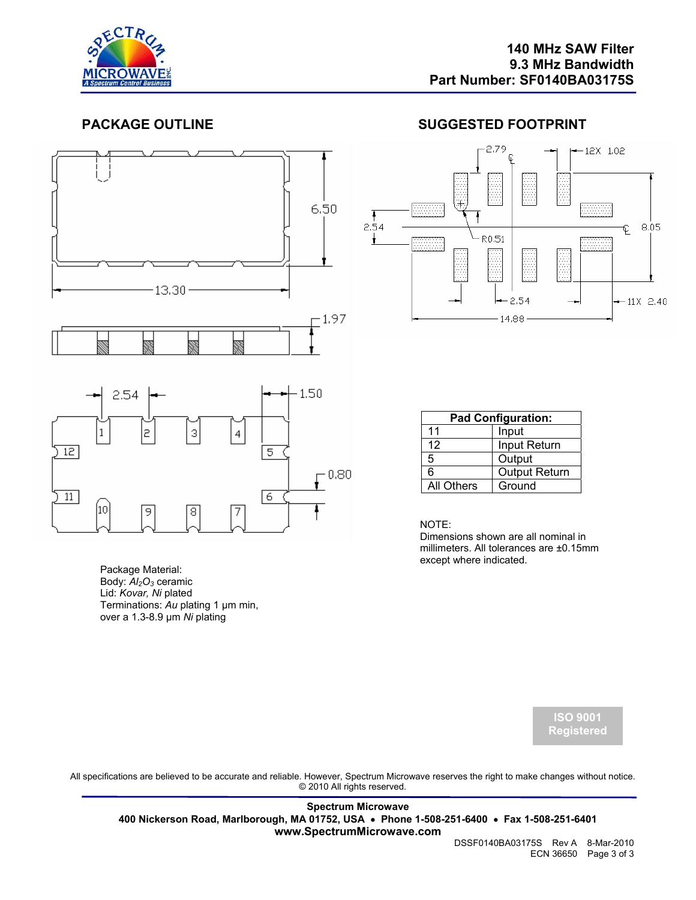140 MHz SAW Filter
9.3 MHz Bandwidth
Part Number: SF0140BA03175S

## PACKAGE OUTLINE

6.50
13.30
1.97
2.54
1.50
0.80
1 2 3 4
12 5
11 6
10 9 8 7

## SUGGESTED FOOTPRINT

2.79
12X 1.02
2.54
R0.51
8.05
2.54
11X 2.40
14.88

| Pad Configuration: | |
|---|---|
| 11 | Input |
| 12 | Input Return |
| 5 | Output |
| 6 | Output Return |
| All Others | Ground |

NOTE:
Dimensions shown are all nominal in millimeters. All tolerances are ±0.15mm except where indicated.

Package Material:
Body: *$Al_2O_3$* ceramic
Lid: *Kovar, Ni* plated
Terminations: *Au* plating 1 µm min, over a 1.3-8.9 µm *Ni* plating

ISO 9001 Registered

All specifications are believed to be accurate and reliable. However, Spectrum Microwave reserves the right to make changes without notice.
© 2010 All rights reserved.

**Spectrum Microwave**
**400 Nickerson Road, Marlborough, MA 01752, USA • Phone 1-508-251-6400 • Fax 1-508-251-6401**
**www.SpectrumMicrowave.com**

DSSF0140BA03175S Rev A 8-Mar-2010
ECN 36650